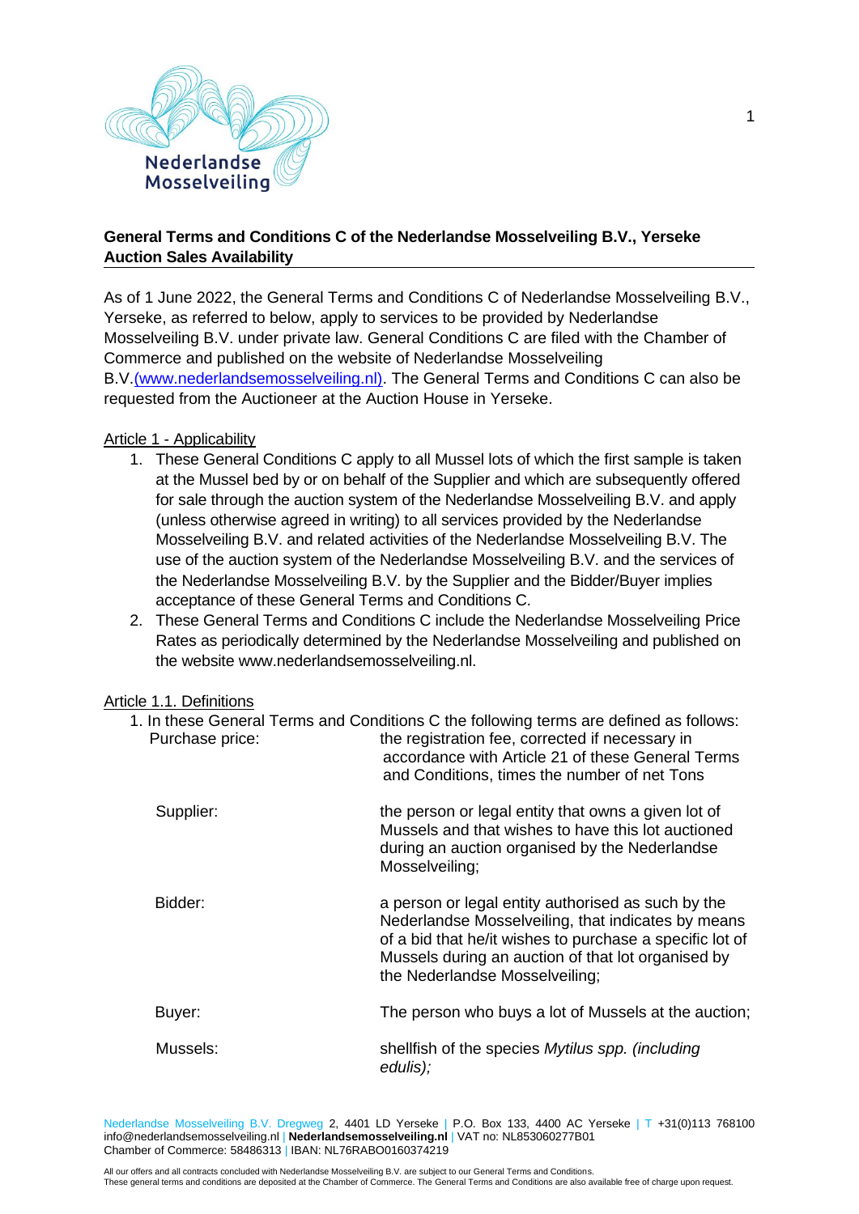**General Terms and Conditions C of the Nederlandse Mosselveiling B.V., Yerseke Auction Sales Availability**

As of 1 June 2022, the General Terms and Conditions C of Nederlandse Mosselveiling B.V., Yerseke, as referred to below, apply to services to be provided by Nederlandse Mosselveiling B.V. under private law. General Conditions C are filed with the Chamber of Commerce and published on the website of Nederlandse Mosselveiling B.V.(www.nederlandsemosselveiling.nl). The General Terms and Conditions C can also be requested from the Auctioneer at the Auction House in Yerseke.

## Article 1 - Applicability

1. These General Conditions C apply to all Mussel lots of which the first sample is taken at the Mussel bed by or on behalf of the Supplier and which are subsequently offered for sale through the auction system of the Nederlandse Mosselveiling B.V. and apply (unless otherwise agreed in writing) to all services provided by the Nederlandse Mosselveiling B.V. and related activities of the Nederlandse Mosselveiling B.V. The use of the auction system of the Nederlandse Mosselveiling B.V. and the services of the Nederlandse Mosselveiling B.V. by the Supplier and the Bidder/Buyer implies acceptance of these General Terms and Conditions C.
2. These General Terms and Conditions C include the Nederlandse Mosselveiling Price Rates as periodically determined by the Nederlandse Mosselveiling and published on the website www.nederlandsemosselveiling.nl.

## Article 1.1. Definitions

1. In these General Terms and Conditions C the following terms are defined as follows:

| | |
|---|---|
| Purchase price: | the registration fee, corrected if necessary in accordance with Article 21 of these General Terms and Conditions, times the number of net Tons |
| Supplier: | the person or legal entity that owns a given lot of Mussels and that wishes to have this lot auctioned during an auction organised by the Nederlandse Mosselveiling; |
| Bidder: | a person or legal entity authorised as such by the Nederlandse Mosselveiling, that indicates by means of a bid that he/it wishes to purchase a specific lot of Mussels during an auction of that lot organised by the Nederlandse Mosselveiling; |
| Buyer: | The person who buys a lot of Mussels at the auction; |
| Mussels: | shellfish of the species *Mytilus spp. (including edulis);* |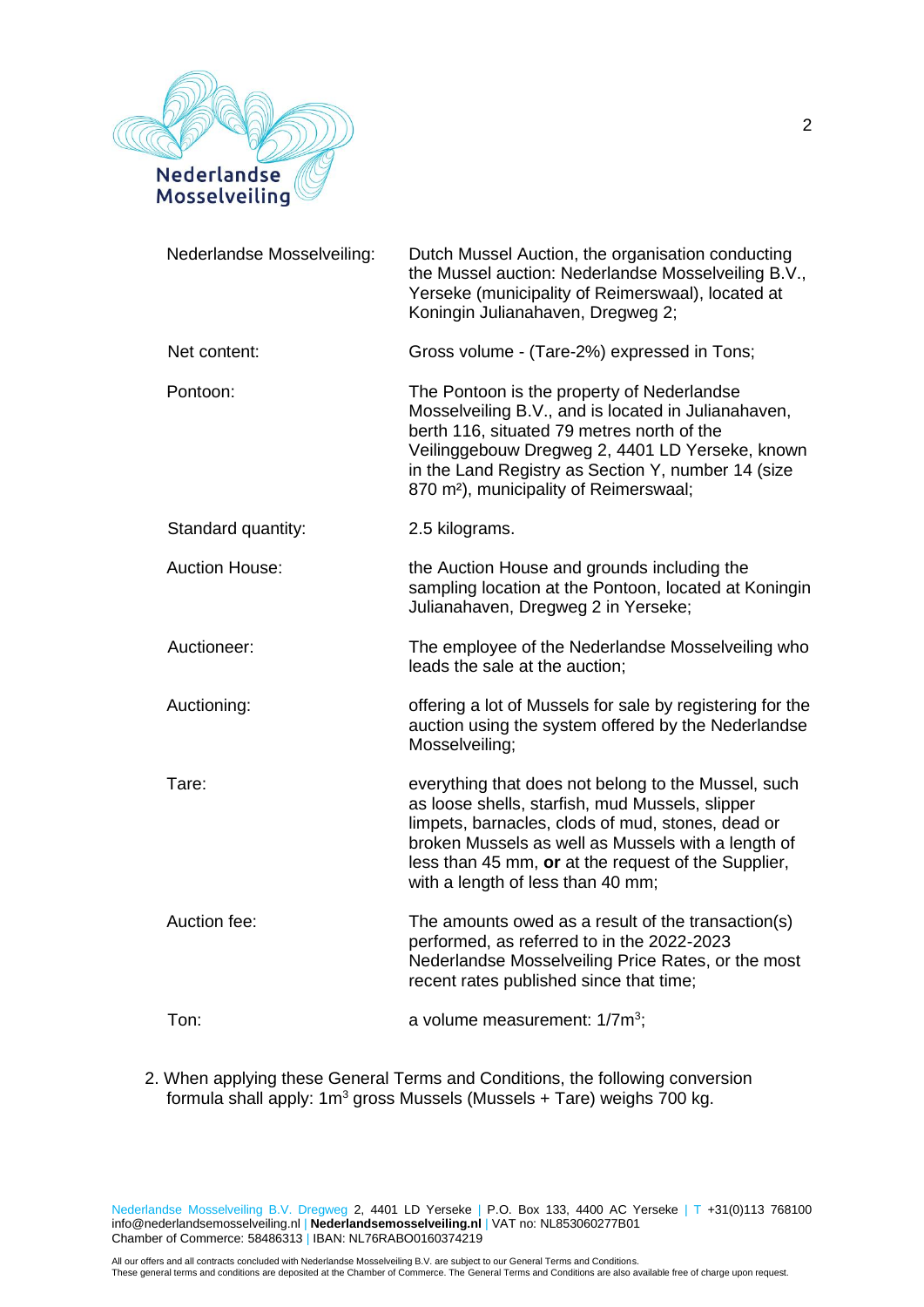| | |
|---|---|
| Nederlandse Mosselveiling: | Dutch Mussel Auction, the organisation conducting the Mussel auction: Nederlandse Mosselveiling B.V., Yerseke (municipality of Reimerswaal), located at Koningin Julianahaven, Dregweg 2; |
| Net content: | Gross volume - (Tare-2%) expressed in Tons; |
| Pontoon: | The Pontoon is the property of Nederlandse Mosselveiling B.V., and is located in Julianahaven, berth 116, situated 79 metres north of the Veilinggebouw Dregweg 2, 4401 LD Yerseke, known in the Land Registry as Section Y, number 14 (size 870 $m^2$), municipality of Reimerswaal; |
| Standard quantity: | 2.5 kilograms. |
| Auction House: | the Auction House and grounds including the sampling location at the Pontoon, located at Koningin Julianahaven, Dregweg 2 in Yerseke; |
| Auctioneer: | The employee of the Nederlandse Mosselveiling who leads the sale at the auction; |
| Auctioning: | offering a lot of Mussels for sale by registering for the auction using the system offered by the Nederlandse Mosselveiling; |
| Tare: | everything that does not belong to the Mussel, such as loose shells, starfish, mud Mussels, slipper limpets, barnacles, clods of mud, stones, dead or broken Mussels as well as Mussels with a length of less than 45 mm, **or** at the request of the Supplier, with a length of less than 40 mm; |
| Auction fee: | The amounts owed as a result of the transaction(s) performed, as referred to in the 2022-2023 Nederlandse Mosselveiling Price Rates, or the most recent rates published since that time; |
| Ton: | a volume measurement: $1/7m^3$; |

2. When applying these General Terms and Conditions, the following conversion formula shall apply: $1m^3$ gross Mussels (Mussels + Tare) weighs 700 kg.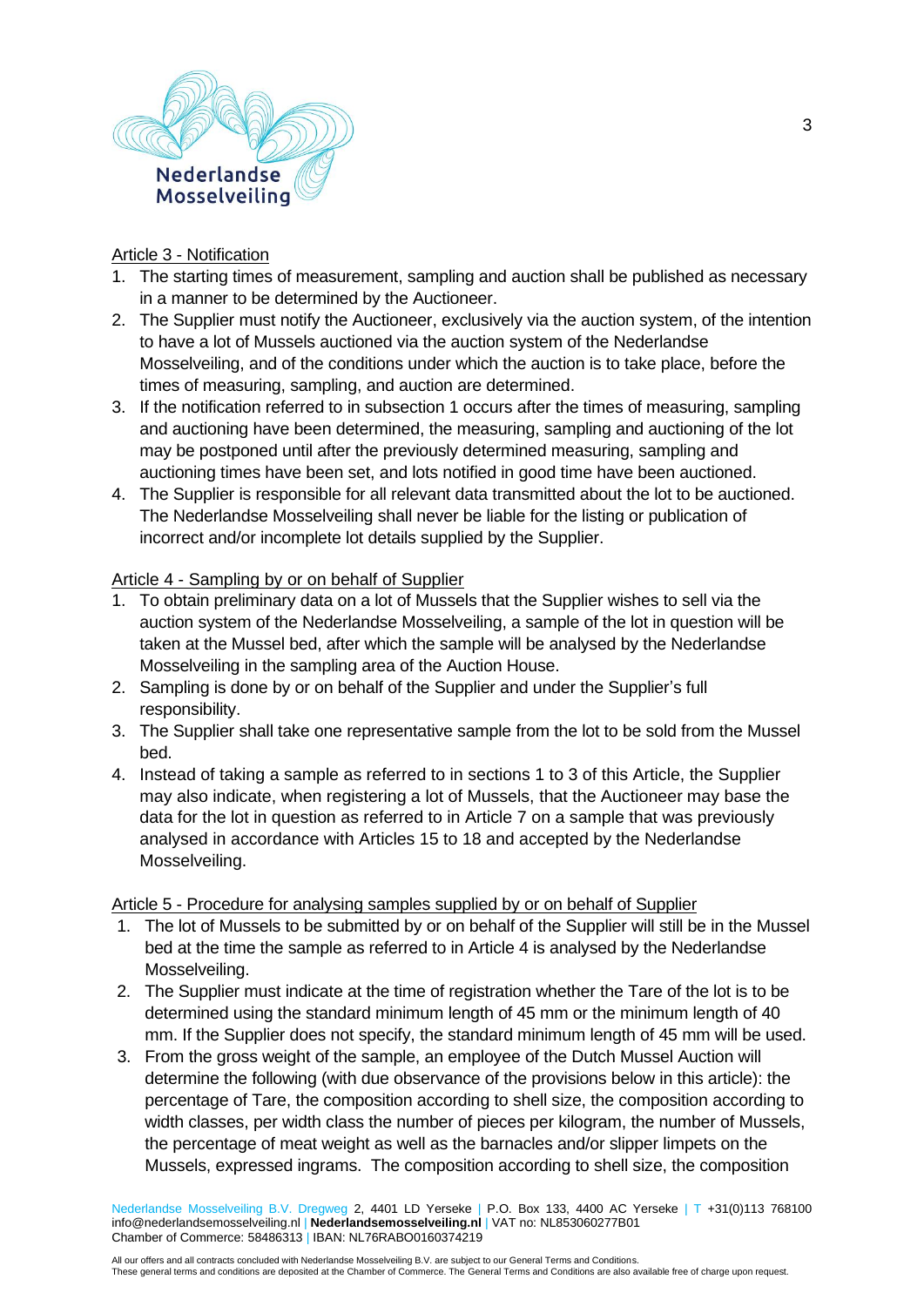Article 3 - Notification

1. The starting times of measurement, sampling and auction shall be published as necessary in a manner to be determined by the Auctioneer.
2. The Supplier must notify the Auctioneer, exclusively via the auction system, of the intention to have a lot of Mussels auctioned via the auction system of the Nederlandse Mosselveiling, and of the conditions under which the auction is to take place, before the times of measuring, sampling, and auction are determined.
3. If the notification referred to in subsection 1 occurs after the times of measuring, sampling and auctioning have been determined, the measuring, sampling and auctioning of the lot may be postponed until after the previously determined measuring, sampling and auctioning times have been set, and lots notified in good time have been auctioned.
4. The Supplier is responsible for all relevant data transmitted about the lot to be auctioned. The Nederlandse Mosselveiling shall never be liable for the listing or publication of incorrect and/or incomplete lot details supplied by the Supplier.

Article 4 - Sampling by or on behalf of Supplier

1. To obtain preliminary data on a lot of Mussels that the Supplier wishes to sell via the auction system of the Nederlandse Mosselveiling, a sample of the lot in question will be taken at the Mussel bed, after which the sample will be analysed by the Nederlandse Mosselveiling in the sampling area of the Auction House.
2. Sampling is done by or on behalf of the Supplier and under the Supplier's full responsibility.
3. The Supplier shall take one representative sample from the lot to be sold from the Mussel bed.
4. Instead of taking a sample as referred to in sections 1 to 3 of this Article, the Supplier may also indicate, when registering a lot of Mussels, that the Auctioneer may base the data for the lot in question as referred to in Article 7 on a sample that was previously analysed in accordance with Articles 15 to 18 and accepted by the Nederlandse Mosselveiling.

Article 5 - Procedure for analysing samples supplied by or on behalf of Supplier

1. The lot of Mussels to be submitted by or on behalf of the Supplier will still be in the Mussel bed at the time the sample as referred to in Article 4 is analysed by the Nederlandse Mosselveiling.
2. The Supplier must indicate at the time of registration whether the Tare of the lot is to be determined using the standard minimum length of 45 mm or the minimum length of 40 mm. If the Supplier does not specify, the standard minimum length of 45 mm will be used.
3. From the gross weight of the sample, an employee of the Dutch Mussel Auction will determine the following (with due observance of the provisions below in this article): the percentage of Tare, the composition according to shell size, the composition according to width classes, per width class the number of pieces per kilogram, the number of Mussels, the percentage of meat weight as well as the barnacles and/or slipper limpets on the Mussels, expressed ingrams. The composition according to shell size, the composition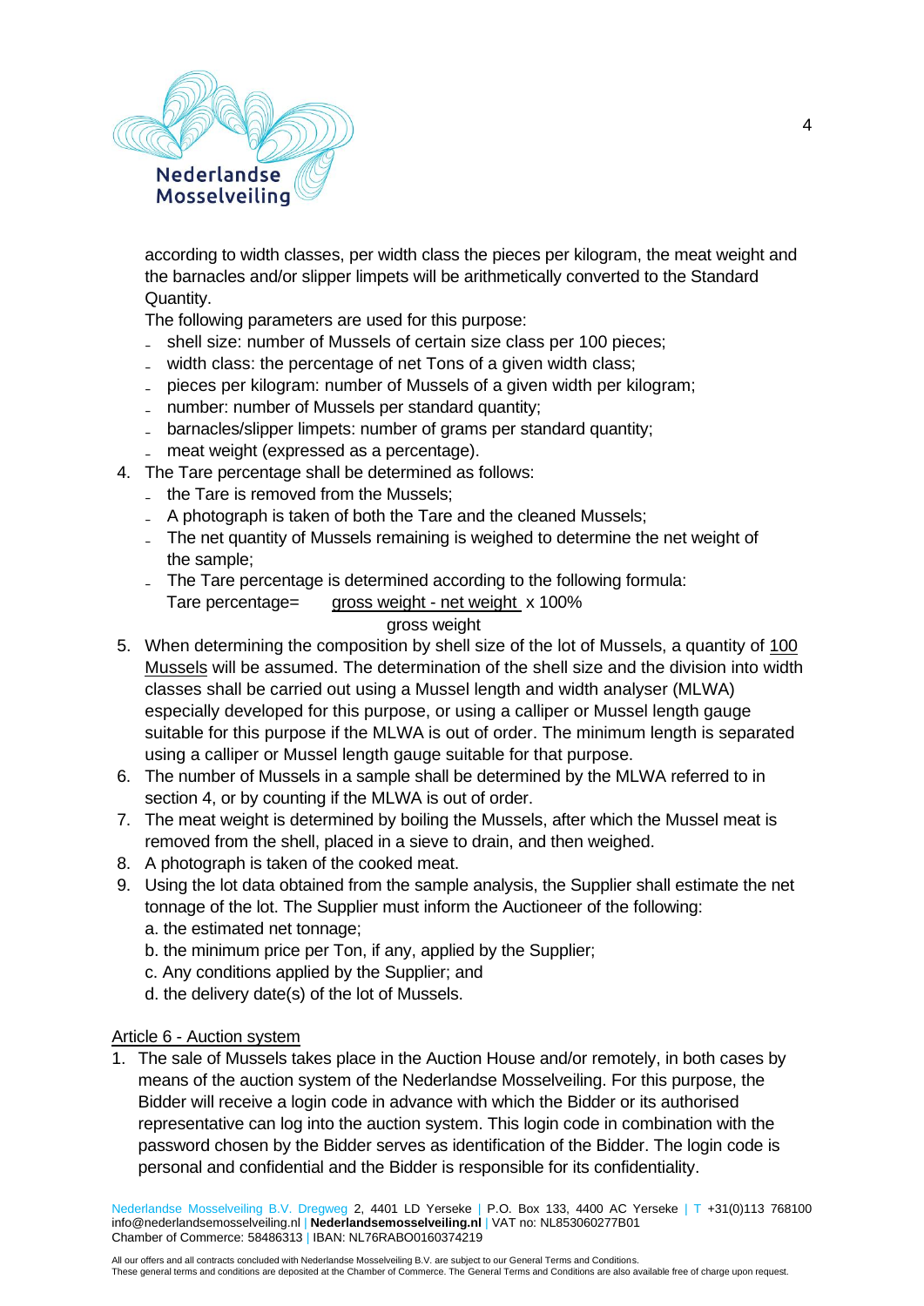according to width classes, per width class the pieces per kilogram, the meat weight and the barnacles and/or slipper limpets will be arithmetically converted to the Standard Quantity.

The following parameters are used for this purpose:

- shell size: number of Mussels of certain size class per 100 pieces;
- width class: the percentage of net Tons of a given width class;
- pieces per kilogram: number of Mussels of a given width per kilogram;
- number: number of Mussels per standard quantity;
- barnacles/slipper limpets: number of grams per standard quantity;
- meat weight (expressed as a percentage).

4. The Tare percentage shall be determined as follows:
   - the Tare is removed from the Mussels;
   - A photograph is taken of both the Tare and the cleaned Mussels;
   - The net quantity of Mussels remaining is weighed to determine the net weight of the sample;
   - The Tare percentage is determined according to the following formula:

   $$\text{Tare percentage} = \frac{\text{gross weight - net weight}}{\text{gross weight}} \times 100\%$$

5. When determining the composition by shell size of the lot of Mussels, a quantity of 100 Mussels will be assumed. The determination of the shell size and the division into width classes shall be carried out using a Mussel length and width analyser (MLWA) especially developed for this purpose, or using a calliper or Mussel length gauge suitable for this purpose if the MLWA is out of order. The minimum length is separated using a calliper or Mussel length gauge suitable for that purpose.
6. The number of Mussels in a sample shall be determined by the MLWA referred to in section 4, or by counting if the MLWA is out of order.
7. The meat weight is determined by boiling the Mussels, after which the Mussel meat is removed from the shell, placed in a sieve to drain, and then weighed.
8. A photograph is taken of the cooked meat.
9. Using the lot data obtained from the sample analysis, the Supplier shall estimate the net tonnage of the lot. The Supplier must inform the Auctioneer of the following:
   a. the estimated net tonnage;
   b. the minimum price per Ton, if any, applied by the Supplier;
   c. Any conditions applied by the Supplier; and
   d. the delivery date(s) of the lot of Mussels.

## Article 6 - Auction system

1. The sale of Mussels takes place in the Auction House and/or remotely, in both cases by means of the auction system of the Nederlandse Mosselveiling. For this purpose, the Bidder will receive a login code in advance with which the Bidder or its authorised representative can log into the auction system. This login code in combination with the password chosen by the Bidder serves as identification of the Bidder. The login code is personal and confidential and the Bidder is responsible for its confidentiality.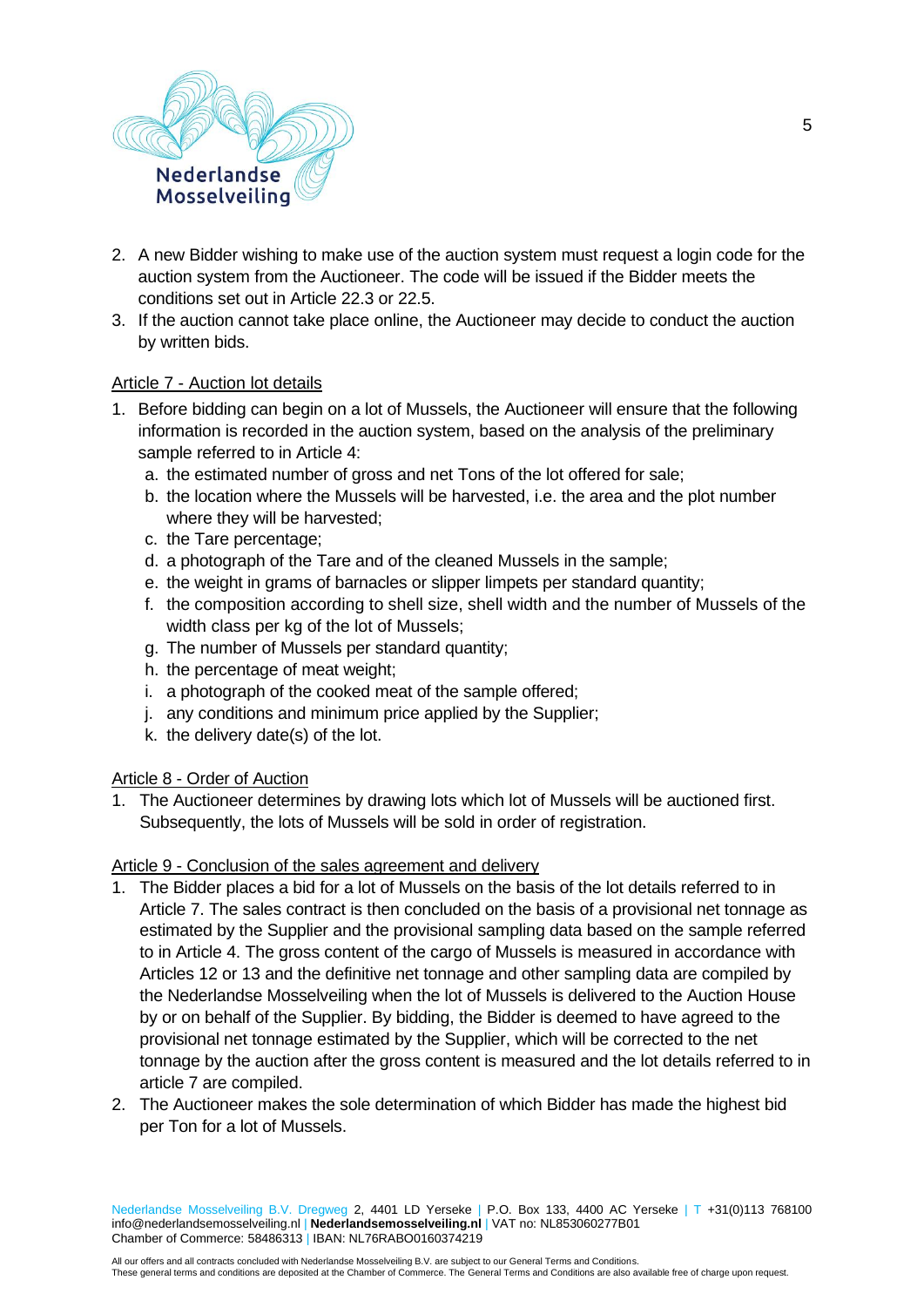2. A new Bidder wishing to make use of the auction system must request a login code for the auction system from the Auctioneer. The code will be issued if the Bidder meets the conditions set out in Article 22.3 or 22.5.
3. If the auction cannot take place online, the Auctioneer may decide to conduct the auction by written bids.

## Article 7 - Auction lot details

1. Before bidding can begin on a lot of Mussels, the Auctioneer will ensure that the following information is recorded in the auction system, based on the analysis of the preliminary sample referred to in Article 4:
   a. the estimated number of gross and net Tons of the lot offered for sale;
   b. the location where the Mussels will be harvested, i.e. the area and the plot number where they will be harvested;
   c. the Tare percentage;
   d. a photograph of the Tare and of the cleaned Mussels in the sample;
   e. the weight in grams of barnacles or slipper limpets per standard quantity;
   f. the composition according to shell size, shell width and the number of Mussels of the width class per kg of the lot of Mussels;
   g. The number of Mussels per standard quantity;
   h. the percentage of meat weight;
   i. a photograph of the cooked meat of the sample offered;
   j. any conditions and minimum price applied by the Supplier;
   k. the delivery date(s) of the lot.

## Article 8 - Order of Auction

1. The Auctioneer determines by drawing lots which lot of Mussels will be auctioned first. Subsequently, the lots of Mussels will be sold in order of registration.

## Article 9 - Conclusion of the sales agreement and delivery

1. The Bidder places a bid for a lot of Mussels on the basis of the lot details referred to in Article 7. The sales contract is then concluded on the basis of a provisional net tonnage as estimated by the Supplier and the provisional sampling data based on the sample referred to in Article 4. The gross content of the cargo of Mussels is measured in accordance with Articles 12 or 13 and the definitive net tonnage and other sampling data are compiled by the Nederlandse Mosselveiling when the lot of Mussels is delivered to the Auction House by or on behalf of the Supplier. By bidding, the Bidder is deemed to have agreed to the provisional net tonnage estimated by the Supplier, which will be corrected to the net tonnage by the auction after the gross content is measured and the lot details referred to in article 7 are compiled.
2. The Auctioneer makes the sole determination of which Bidder has made the highest bid per Ton for a lot of Mussels.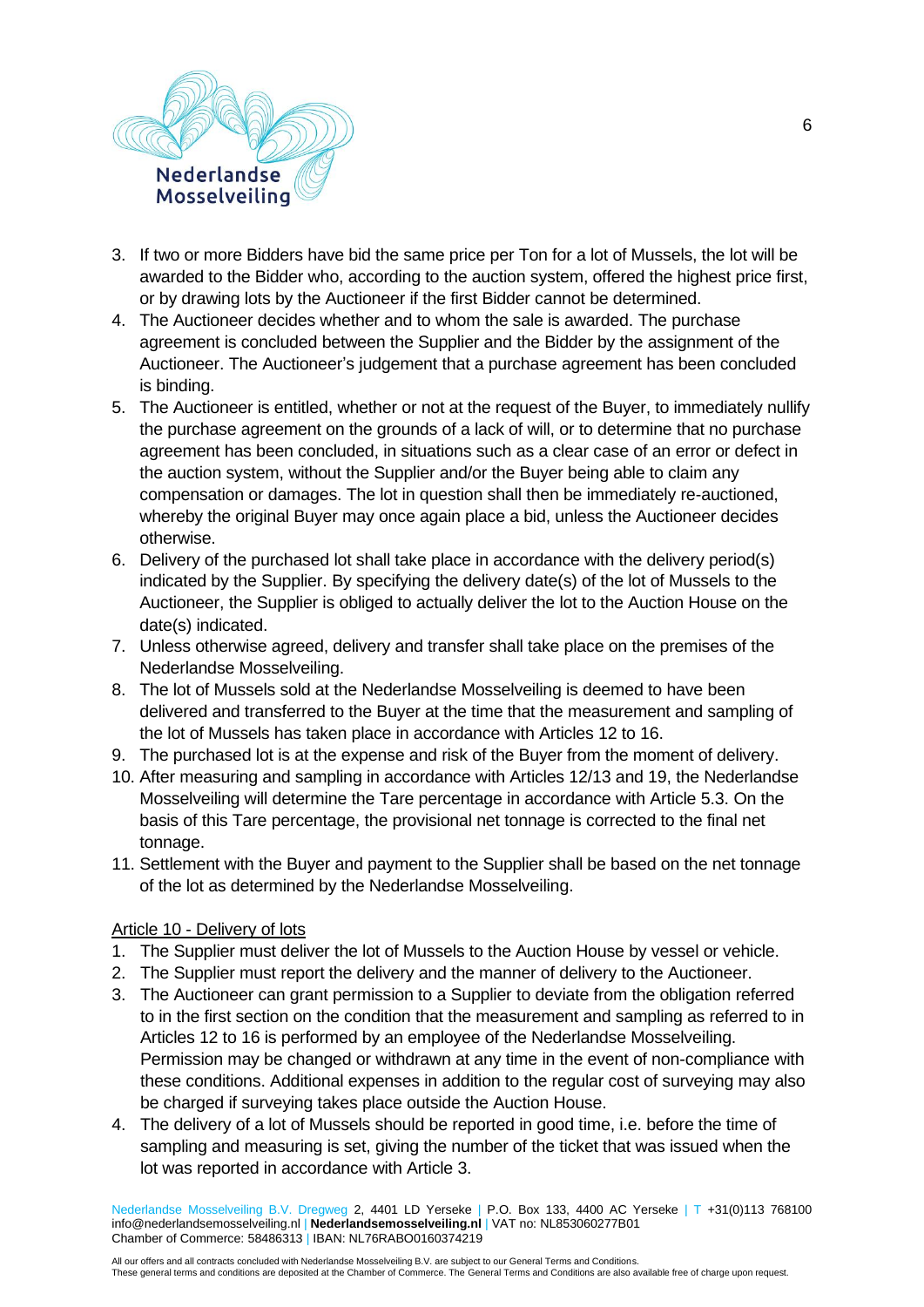3. If two or more Bidders have bid the same price per Ton for a lot of Mussels, the lot will be awarded to the Bidder who, according to the auction system, offered the highest price first, or by drawing lots by the Auctioneer if the first Bidder cannot be determined.
4. The Auctioneer decides whether and to whom the sale is awarded. The purchase agreement is concluded between the Supplier and the Bidder by the assignment of the Auctioneer. The Auctioneer's judgement that a purchase agreement has been concluded is binding.
5. The Auctioneer is entitled, whether or not at the request of the Buyer, to immediately nullify the purchase agreement on the grounds of a lack of will, or to determine that no purchase agreement has been concluded, in situations such as a clear case of an error or defect in the auction system, without the Supplier and/or the Buyer being able to claim any compensation or damages. The lot in question shall then be immediately re-auctioned, whereby the original Buyer may once again place a bid, unless the Auctioneer decides otherwise.
6. Delivery of the purchased lot shall take place in accordance with the delivery period(s) indicated by the Supplier. By specifying the delivery date(s) of the lot of Mussels to the Auctioneer, the Supplier is obliged to actually deliver the lot to the Auction House on the date(s) indicated.
7. Unless otherwise agreed, delivery and transfer shall take place on the premises of the Nederlandse Mosselveiling.
8. The lot of Mussels sold at the Nederlandse Mosselveiling is deemed to have been delivered and transferred to the Buyer at the time that the measurement and sampling of the lot of Mussels has taken place in accordance with Articles 12 to 16.
9. The purchased lot is at the expense and risk of the Buyer from the moment of delivery.
10. After measuring and sampling in accordance with Articles 12/13 and 19, the Nederlandse Mosselveiling will determine the Tare percentage in accordance with Article 5.3. On the basis of this Tare percentage, the provisional net tonnage is corrected to the final net tonnage.
11. Settlement with the Buyer and payment to the Supplier shall be based on the net tonnage of the lot as determined by the Nederlandse Mosselveiling.

Article 10 - Delivery of lots

1. The Supplier must deliver the lot of Mussels to the Auction House by vessel or vehicle.
2. The Supplier must report the delivery and the manner of delivery to the Auctioneer.
3. The Auctioneer can grant permission to a Supplier to deviate from the obligation referred to in the first section on the condition that the measurement and sampling as referred to in Articles 12 to 16 is performed by an employee of the Nederlandse Mosselveiling. Permission may be changed or withdrawn at any time in the event of non-compliance with these conditions. Additional expenses in addition to the regular cost of surveying may also be charged if surveying takes place outside the Auction House.
4. The delivery of a lot of Mussels should be reported in good time, i.e. before the time of sampling and measuring is set, giving the number of the ticket that was issued when the lot was reported in accordance with Article 3.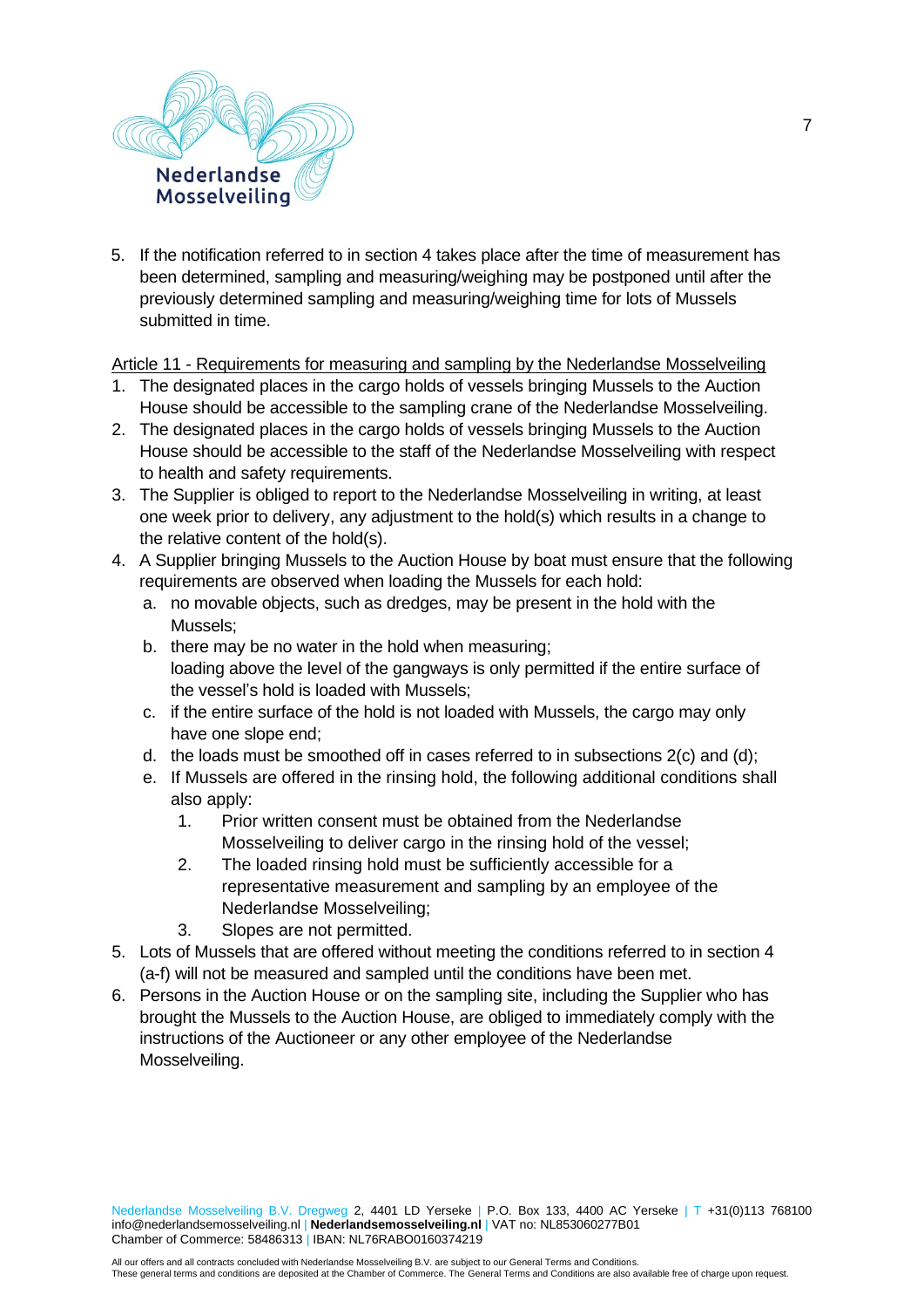5. If the notification referred to in section 4 takes place after the time of measurement has been determined, sampling and measuring/weighing may be postponed until after the previously determined sampling and measuring/weighing time for lots of Mussels submitted in time.

Article 11 - Requirements for measuring and sampling by the Nederlandse Mosselveiling

1. The designated places in the cargo holds of vessels bringing Mussels to the Auction House should be accessible to the sampling crane of the Nederlandse Mosselveiling.
2. The designated places in the cargo holds of vessels bringing Mussels to the Auction House should be accessible to the staff of the Nederlandse Mosselveiling with respect to health and safety requirements.
3. The Supplier is obliged to report to the Nederlandse Mosselveiling in writing, at least one week prior to delivery, any adjustment to the hold(s) which results in a change to the relative content of the hold(s).
4. A Supplier bringing Mussels to the Auction House by boat must ensure that the following requirements are observed when loading the Mussels for each hold:
   a. no movable objects, such as dredges, may be present in the hold with the Mussels;
   b. there may be no water in the hold when measuring;
      loading above the level of the gangways is only permitted if the entire surface of the vessel's hold is loaded with Mussels;
   c. if the entire surface of the hold is not loaded with Mussels, the cargo may only have one slope end;
   d. the loads must be smoothed off in cases referred to in subsections 2(c) and (d);
   e. If Mussels are offered in the rinsing hold, the following additional conditions shall also apply:
      1. Prior written consent must be obtained from the Nederlandse Mosselveiling to deliver cargo in the rinsing hold of the vessel;
      2. The loaded rinsing hold must be sufficiently accessible for a representative measurement and sampling by an employee of the Nederlandse Mosselveiling;
      3. Slopes are not permitted.
5. Lots of Mussels that are offered without meeting the conditions referred to in section 4 (a-f) will not be measured and sampled until the conditions have been met.
6. Persons in the Auction House or on the sampling site, including the Supplier who has brought the Mussels to the Auction House, are obliged to immediately comply with the instructions of the Auctioneer or any other employee of the Nederlandse Mosselveiling.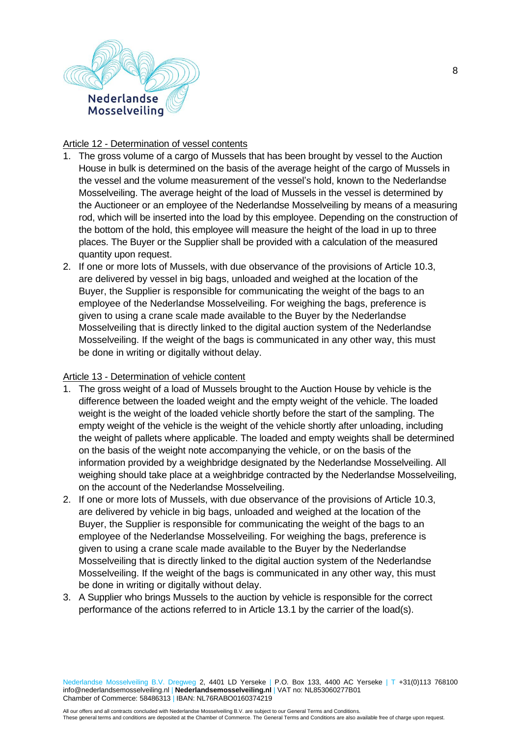Article 12 - Determination of vessel contents

1. The gross volume of a cargo of Mussels that has been brought by vessel to the Auction House in bulk is determined on the basis of the average height of the cargo of Mussels in the vessel and the volume measurement of the vessel's hold, known to the Nederlandse Mosselveiling. The average height of the load of Mussels in the vessel is determined by the Auctioneer or an employee of the Nederlandse Mosselveiling by means of a measuring rod, which will be inserted into the load by this employee. Depending on the construction of the bottom of the hold, this employee will measure the height of the load in up to three places. The Buyer or the Supplier shall be provided with a calculation of the measured quantity upon request.
2. If one or more lots of Mussels, with due observance of the provisions of Article 10.3, are delivered by vessel in big bags, unloaded and weighed at the location of the Buyer, the Supplier is responsible for communicating the weight of the bags to an employee of the Nederlandse Mosselveiling. For weighing the bags, preference is given to using a crane scale made available to the Buyer by the Nederlandse Mosselveiling that is directly linked to the digital auction system of the Nederlandse Mosselveiling. If the weight of the bags is communicated in any other way, this must be done in writing or digitally without delay.

Article 13 - Determination of vehicle content

1. The gross weight of a load of Mussels brought to the Auction House by vehicle is the difference between the loaded weight and the empty weight of the vehicle. The loaded weight is the weight of the loaded vehicle shortly before the start of the sampling. The empty weight of the vehicle is the weight of the vehicle shortly after unloading, including the weight of pallets where applicable. The loaded and empty weights shall be determined on the basis of the weight note accompanying the vehicle, or on the basis of the information provided by a weighbridge designated by the Nederlandse Mosselveiling. All weighing should take place at a weighbridge contracted by the Nederlandse Mosselveiling, on the account of the Nederlandse Mosselveiling.
2. If one or more lots of Mussels, with due observance of the provisions of Article 10.3, are delivered by vehicle in big bags, unloaded and weighed at the location of the Buyer, the Supplier is responsible for communicating the weight of the bags to an employee of the Nederlandse Mosselveiling. For weighing the bags, preference is given to using a crane scale made available to the Buyer by the Nederlandse Mosselveiling that is directly linked to the digital auction system of the Nederlandse Mosselveiling. If the weight of the bags is communicated in any other way, this must be done in writing or digitally without delay.
3. A Supplier who brings Mussels to the auction by vehicle is responsible for the correct performance of the actions referred to in Article 13.1 by the carrier of the load(s).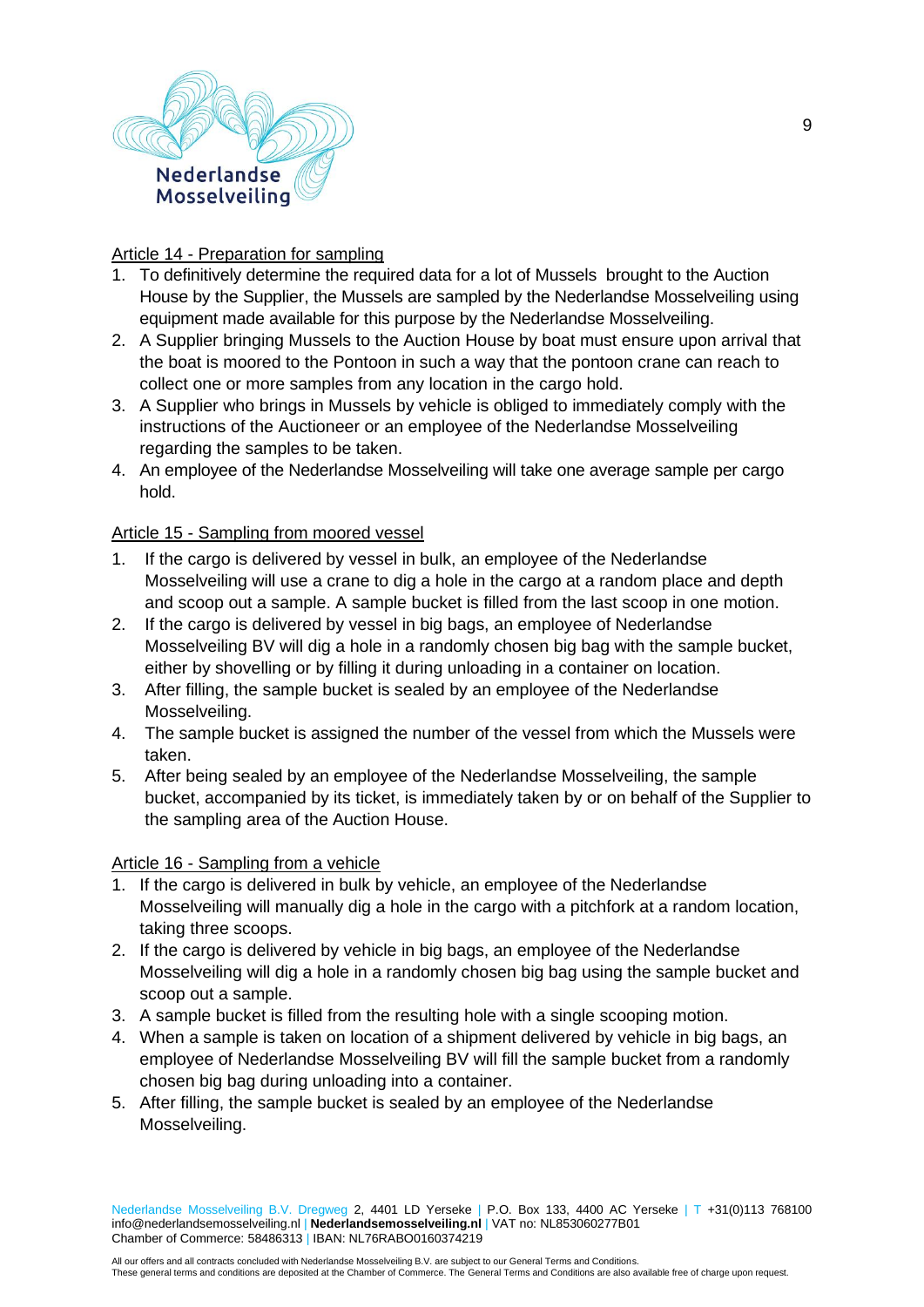Article 14 - Preparation for sampling

1. To definitively determine the required data for a lot of Mussels brought to the Auction House by the Supplier, the Mussels are sampled by the Nederlandse Mosselveiling using equipment made available for this purpose by the Nederlandse Mosselveiling.
2. A Supplier bringing Mussels to the Auction House by boat must ensure upon arrival that the boat is moored to the Pontoon in such a way that the pontoon crane can reach to collect one or more samples from any location in the cargo hold.
3. A Supplier who brings in Mussels by vehicle is obliged to immediately comply with the instructions of the Auctioneer or an employee of the Nederlandse Mosselveiling regarding the samples to be taken.
4. An employee of the Nederlandse Mosselveiling will take one average sample per cargo hold.

Article 15 - Sampling from moored vessel

1. If the cargo is delivered by vessel in bulk, an employee of the Nederlandse Mosselveiling will use a crane to dig a hole in the cargo at a random place and depth and scoop out a sample. A sample bucket is filled from the last scoop in one motion.
2. If the cargo is delivered by vessel in big bags, an employee of Nederlandse Mosselveiling BV will dig a hole in a randomly chosen big bag with the sample bucket, either by shovelling or by filling it during unloading in a container on location.
3. After filling, the sample bucket is sealed by an employee of the Nederlandse Mosselveiling.
4. The sample bucket is assigned the number of the vessel from which the Mussels were taken.
5. After being sealed by an employee of the Nederlandse Mosselveiling, the sample bucket, accompanied by its ticket, is immediately taken by or on behalf of the Supplier to the sampling area of the Auction House.

Article 16 - Sampling from a vehicle

1. If the cargo is delivered in bulk by vehicle, an employee of the Nederlandse Mosselveiling will manually dig a hole in the cargo with a pitchfork at a random location, taking three scoops.
2. If the cargo is delivered by vehicle in big bags, an employee of the Nederlandse Mosselveiling will dig a hole in a randomly chosen big bag using the sample bucket and scoop out a sample.
3. A sample bucket is filled from the resulting hole with a single scooping motion.
4. When a sample is taken on location of a shipment delivered by vehicle in big bags, an employee of Nederlandse Mosselveiling BV will fill the sample bucket from a randomly chosen big bag during unloading into a container.
5. After filling, the sample bucket is sealed by an employee of the Nederlandse Mosselveiling.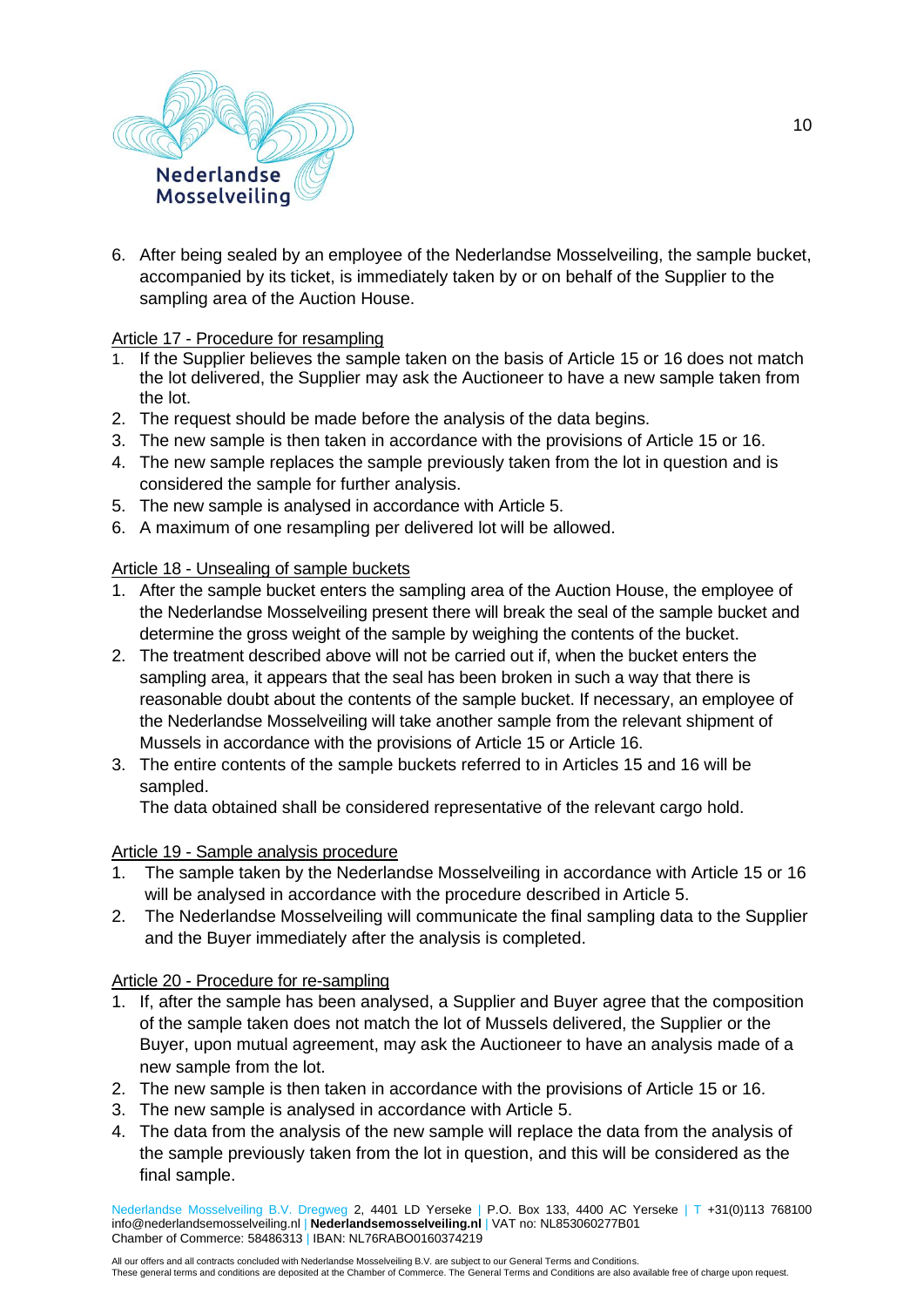6. After being sealed by an employee of the Nederlandse Mosselveiling, the sample bucket, accompanied by its ticket, is immediately taken by or on behalf of the Supplier to the sampling area of the Auction House.

Article 17 - Procedure for resampling

1. If the Supplier believes the sample taken on the basis of Article 15 or 16 does not match the lot delivered, the Supplier may ask the Auctioneer to have a new sample taken from the lot.
2. The request should be made before the analysis of the data begins.
3. The new sample is then taken in accordance with the provisions of Article 15 or 16.
4. The new sample replaces the sample previously taken from the lot in question and is considered the sample for further analysis.
5. The new sample is analysed in accordance with Article 5.
6. A maximum of one resampling per delivered lot will be allowed.

Article 18 - Unsealing of sample buckets

1. After the sample bucket enters the sampling area of the Auction House, the employee of the Nederlandse Mosselveiling present there will break the seal of the sample bucket and determine the gross weight of the sample by weighing the contents of the bucket.
2. The treatment described above will not be carried out if, when the bucket enters the sampling area, it appears that the seal has been broken in such a way that there is reasonable doubt about the contents of the sample bucket. If necessary, an employee of the Nederlandse Mosselveiling will take another sample from the relevant shipment of Mussels in accordance with the provisions of Article 15 or Article 16.
3. The entire contents of the sample buckets referred to in Articles 15 and 16 will be sampled.
   The data obtained shall be considered representative of the relevant cargo hold.

Article 19 - Sample analysis procedure

1. The sample taken by the Nederlandse Mosselveiling in accordance with Article 15 or 16 will be analysed in accordance with the procedure described in Article 5.
2. The Nederlandse Mosselveiling will communicate the final sampling data to the Supplier and the Buyer immediately after the analysis is completed.

Article 20 - Procedure for re-sampling

1. If, after the sample has been analysed, a Supplier and Buyer agree that the composition of the sample taken does not match the lot of Mussels delivered, the Supplier or the Buyer, upon mutual agreement, may ask the Auctioneer to have an analysis made of a new sample from the lot.
2. The new sample is then taken in accordance with the provisions of Article 15 or 16.
3. The new sample is analysed in accordance with Article 5.
4. The data from the analysis of the new sample will replace the data from the analysis of the sample previously taken from the lot in question, and this will be considered as the final sample.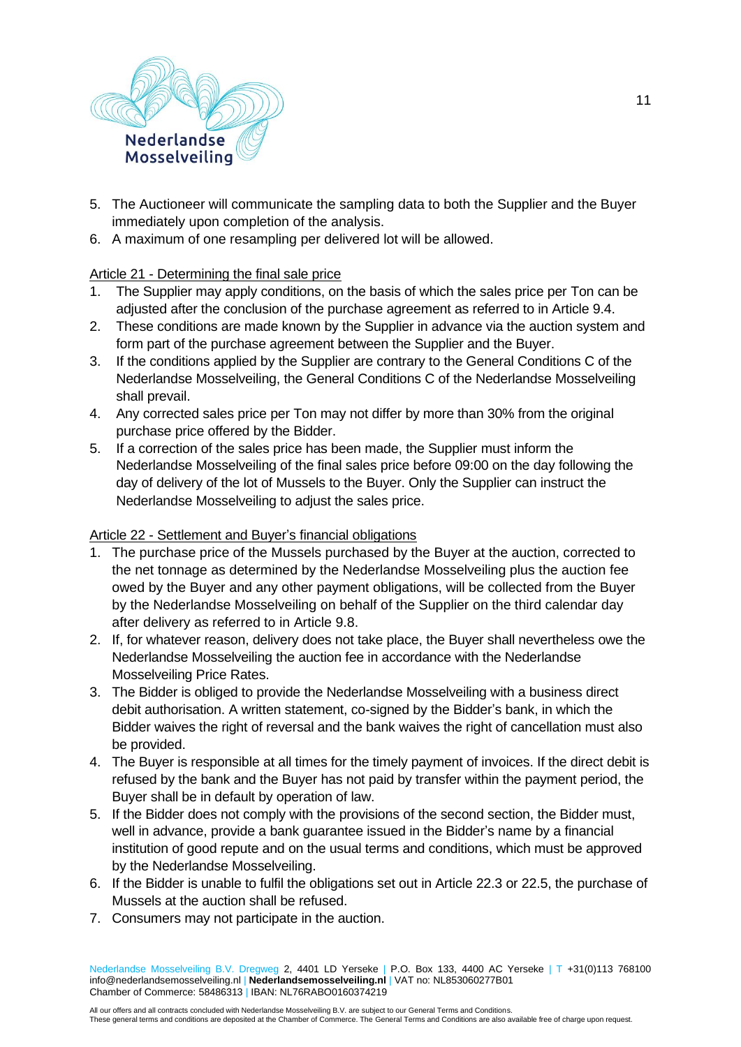5. The Auctioneer will communicate the sampling data to both the Supplier and the Buyer immediately upon completion of the analysis.
6. A maximum of one resampling per delivered lot will be allowed.

Article 21 - Determining the final sale price

1. The Supplier may apply conditions, on the basis of which the sales price per Ton can be adjusted after the conclusion of the purchase agreement as referred to in Article 9.4.
2. These conditions are made known by the Supplier in advance via the auction system and form part of the purchase agreement between the Supplier and the Buyer.
3. If the conditions applied by the Supplier are contrary to the General Conditions C of the Nederlandse Mosselveiling, the General Conditions C of the Nederlandse Mosselveiling shall prevail.
4. Any corrected sales price per Ton may not differ by more than 30% from the original purchase price offered by the Bidder.
5. If a correction of the sales price has been made, the Supplier must inform the Nederlandse Mosselveiling of the final sales price before 09:00 on the day following the day of delivery of the lot of Mussels to the Buyer. Only the Supplier can instruct the Nederlandse Mosselveiling to adjust the sales price.

Article 22 - Settlement and Buyer's financial obligations

1. The purchase price of the Mussels purchased by the Buyer at the auction, corrected to the net tonnage as determined by the Nederlandse Mosselveiling plus the auction fee owed by the Buyer and any other payment obligations, will be collected from the Buyer by the Nederlandse Mosselveiling on behalf of the Supplier on the third calendar day after delivery as referred to in Article 9.8.
2. If, for whatever reason, delivery does not take place, the Buyer shall nevertheless owe the Nederlandse Mosselveiling the auction fee in accordance with the Nederlandse Mosselveiling Price Rates.
3. The Bidder is obliged to provide the Nederlandse Mosselveiling with a business direct debit authorisation. A written statement, co-signed by the Bidder's bank, in which the Bidder waives the right of reversal and the bank waives the right of cancellation must also be provided.
4. The Buyer is responsible at all times for the timely payment of invoices. If the direct debit is refused by the bank and the Buyer has not paid by transfer within the payment period, the Buyer shall be in default by operation of law.
5. If the Bidder does not comply with the provisions of the second section, the Bidder must, well in advance, provide a bank guarantee issued in the Bidder's name by a financial institution of good repute and on the usual terms and conditions, which must be approved by the Nederlandse Mosselveiling.
6. If the Bidder is unable to fulfil the obligations set out in Article 22.3 or 22.5, the purchase of Mussels at the auction shall be refused.
7. Consumers may not participate in the auction.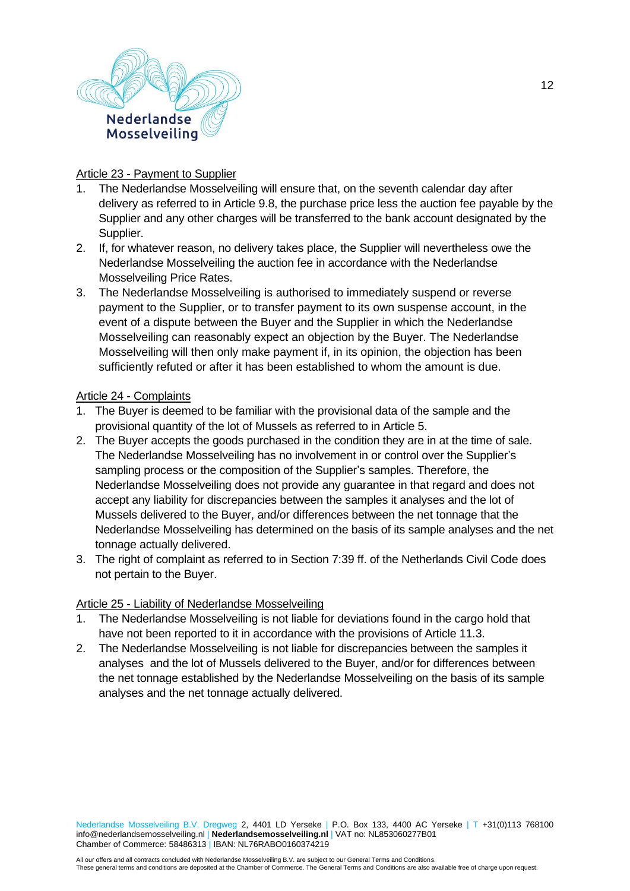Article 23 - Payment to Supplier

1. The Nederlandse Mosselveiling will ensure that, on the seventh calendar day after delivery as referred to in Article 9.8, the purchase price less the auction fee payable by the Supplier and any other charges will be transferred to the bank account designated by the Supplier.
2. If, for whatever reason, no delivery takes place, the Supplier will nevertheless owe the Nederlandse Mosselveiling the auction fee in accordance with the Nederlandse Mosselveiling Price Rates.
3. The Nederlandse Mosselveiling is authorised to immediately suspend or reverse payment to the Supplier, or to transfer payment to its own suspense account, in the event of a dispute between the Buyer and the Supplier in which the Nederlandse Mosselveiling can reasonably expect an objection by the Buyer. The Nederlandse Mosselveiling will then only make payment if, in its opinion, the objection has been sufficiently refuted or after it has been established to whom the amount is due.

Article 24 - Complaints

1. The Buyer is deemed to be familiar with the provisional data of the sample and the provisional quantity of the lot of Mussels as referred to in Article 5.
2. The Buyer accepts the goods purchased in the condition they are in at the time of sale. The Nederlandse Mosselveiling has no involvement in or control over the Supplier's sampling process or the composition of the Supplier's samples. Therefore, the Nederlandse Mosselveiling does not provide any guarantee in that regard and does not accept any liability for discrepancies between the samples it analyses and the lot of Mussels delivered to the Buyer, and/or differences between the net tonnage that the Nederlandse Mosselveiling has determined on the basis of its sample analyses and the net tonnage actually delivered.
3. The right of complaint as referred to in Section 7:39 ff. of the Netherlands Civil Code does not pertain to the Buyer.

Article 25 - Liability of Nederlandse Mosselveiling

1. The Nederlandse Mosselveiling is not liable for deviations found in the cargo hold that have not been reported to it in accordance with the provisions of Article 11.3.
2. The Nederlandse Mosselveiling is not liable for discrepancies between the samples it analyses and the lot of Mussels delivered to the Buyer, and/or for differences between the net tonnage established by the Nederlandse Mosselveiling on the basis of its sample analyses and the net tonnage actually delivered.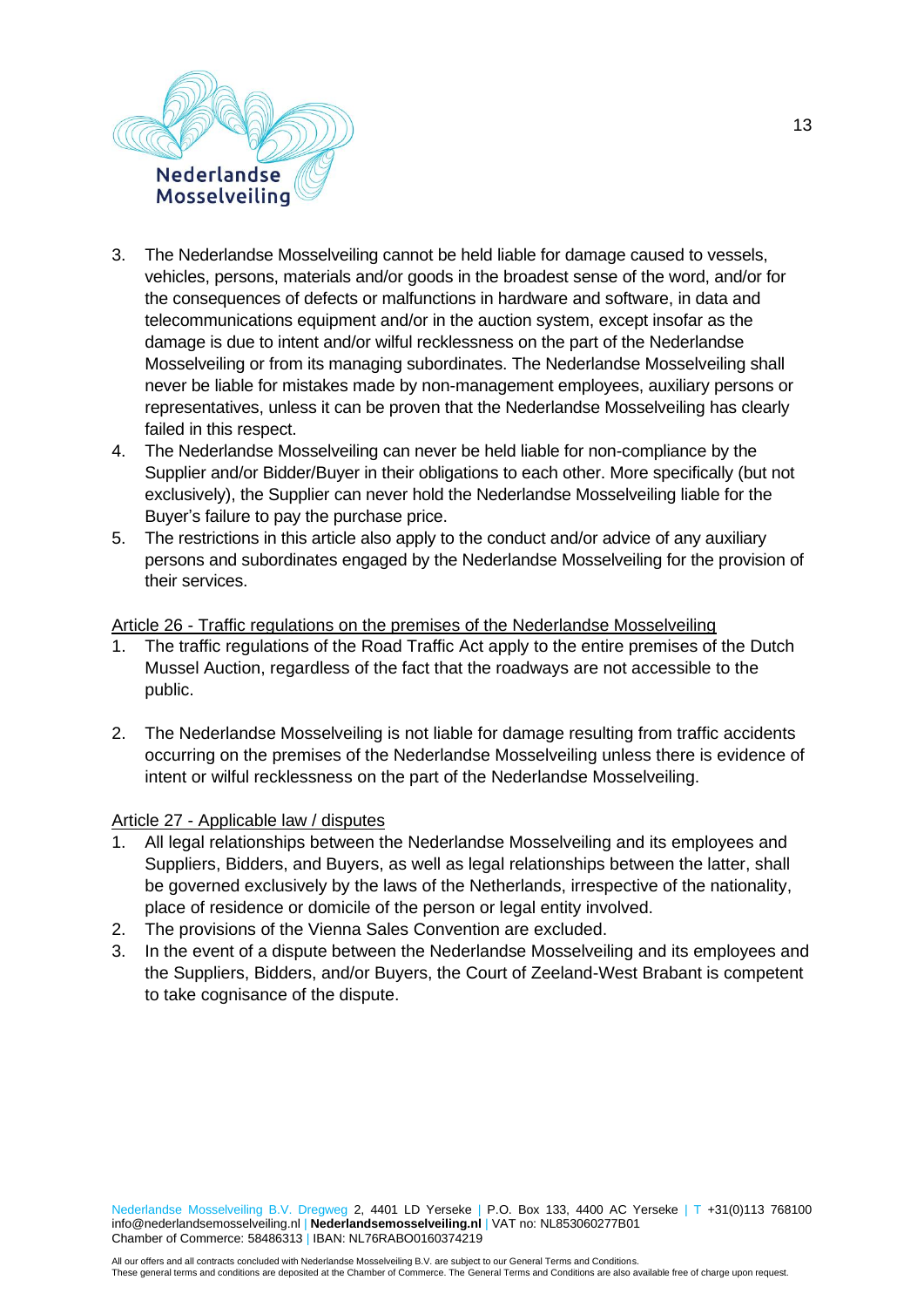3. The Nederlandse Mosselveiling cannot be held liable for damage caused to vessels, vehicles, persons, materials and/or goods in the broadest sense of the word, and/or for the consequences of defects or malfunctions in hardware and software, in data and telecommunications equipment and/or in the auction system, except insofar as the damage is due to intent and/or wilful recklessness on the part of the Nederlandse Mosselveiling or from its managing subordinates. The Nederlandse Mosselveiling shall never be liable for mistakes made by non-management employees, auxiliary persons or representatives, unless it can be proven that the Nederlandse Mosselveiling has clearly failed in this respect.
4. The Nederlandse Mosselveiling can never be held liable for non-compliance by the Supplier and/or Bidder/Buyer in their obligations to each other. More specifically (but not exclusively), the Supplier can never hold the Nederlandse Mosselveiling liable for the Buyer's failure to pay the purchase price.
5. The restrictions in this article also apply to the conduct and/or advice of any auxiliary persons and subordinates engaged by the Nederlandse Mosselveiling for the provision of their services.

Article 26 - Traffic regulations on the premises of the Nederlandse Mosselveiling

1. The traffic regulations of the Road Traffic Act apply to the entire premises of the Dutch Mussel Auction, regardless of the fact that the roadways are not accessible to the public.

2. The Nederlandse Mosselveiling is not liable for damage resulting from traffic accidents occurring on the premises of the Nederlandse Mosselveiling unless there is evidence of intent or wilful recklessness on the part of the Nederlandse Mosselveiling.

Article 27 - Applicable law / disputes

1. All legal relationships between the Nederlandse Mosselveiling and its employees and Suppliers, Bidders, and Buyers, as well as legal relationships between the latter, shall be governed exclusively by the laws of the Netherlands, irrespective of the nationality, place of residence or domicile of the person or legal entity involved.
2. The provisions of the Vienna Sales Convention are excluded.
3. In the event of a dispute between the Nederlandse Mosselveiling and its employees and the Suppliers, Bidders, and/or Buyers, the Court of Zeeland-West Brabant is competent to take cognisance of the dispute.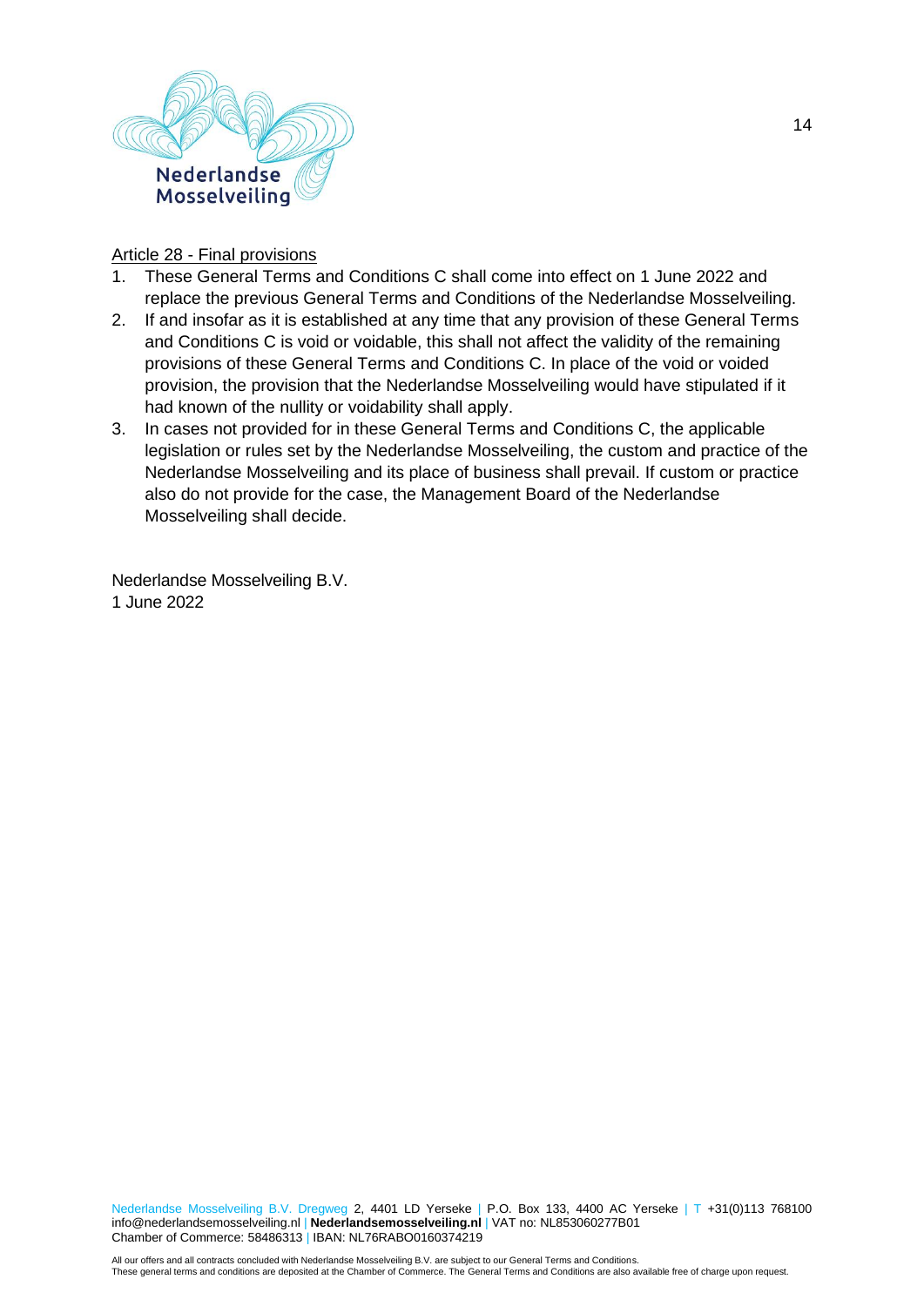Article 28 - Final provisions

1. These General Terms and Conditions C shall come into effect on 1 June 2022 and replace the previous General Terms and Conditions of the Nederlandse Mosselveiling.
2. If and insofar as it is established at any time that any provision of these General Terms and Conditions C is void or voidable, this shall not affect the validity of the remaining provisions of these General Terms and Conditions C. In place of the void or voided provision, the provision that the Nederlandse Mosselveiling would have stipulated if it had known of the nullity or voidability shall apply.
3. In cases not provided for in these General Terms and Conditions C, the applicable legislation or rules set by the Nederlandse Mosselveiling, the custom and practice of the Nederlandse Mosselveiling and its place of business shall prevail. If custom or practice also do not provide for the case, the Management Board of the Nederlandse Mosselveiling shall decide.

Nederlandse Mosselveiling B.V.
1 June 2022